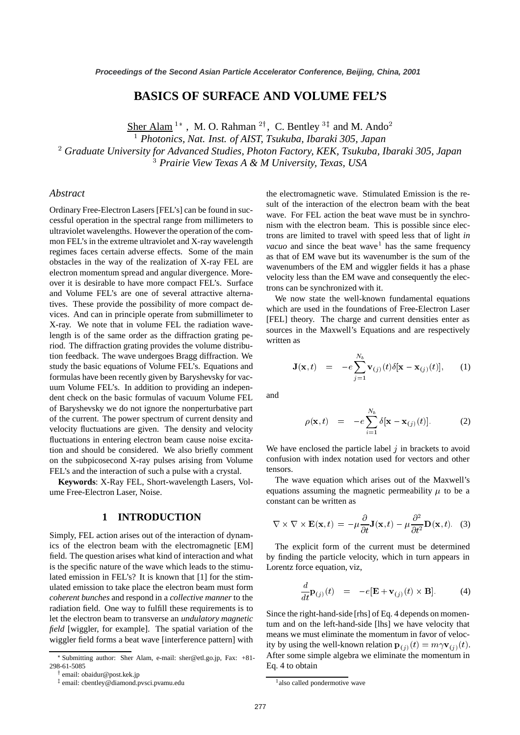# BASICS OF SURFACE AND VOLUME FEL'S

Sher Alam [1*], M. O. Rahman [2†], C. Bentley [3‡] and M. Ando [2]

[1] *Photonics, Nat. Inst. of AIST, Tsukuba, Ibaraki 305, Japan*
[2] *Graduate University for Advanced Studies, Photon Factory, KEK, Tsukuba, Ibaraki 305, Japan*
[3] *Prairie View Texas A & M University, Texas, USA*

## *Abstract*

Ordinary Free-Electron Lasers [FEL's] can be found in successful operation in the spectral range from millimeters to ultraviolet wavelengths. However the operation of the common FEL's in the extreme ultraviolet and X-ray wavelength regimes faces certain adverse effects. Some of the main obstacles in the way of the realization of X-ray FEL are electron momentum spread and angular divergence. Moreover it is desirable to have more compact FEL's. Surface and Volume FEL's are one of several attractive alternatives. These provide the possibility of more compact devices. And can in principle operate from submillimeter to X-ray. We note that in volume FEL the radiation wavelength is of the same order as the diffraction grating period. The diffraction grating provides the volume distribution feedback. The wave undergoes Bragg diffraction. We study the basic equations of Volume FEL's. Equations and formulas have been recently given by Baryshevsky for vacuum Volume FEL's. In addition to providing an independent check on the basic formulas of vacuum Volume FEL of Baryshevsky we do not ignore the nonperturbative part of the current. The power spectrum of current density and velocity fluctuations are given. The density and velocity fluctuations in entering electron beam cause noise excitation and should be considered. We also briefly comment on the subpicosecond X-ray pulses arising from Volume FEL's and the interaction of such a pulse with a crystal.

**Keywords**: X-Ray FEL, Short-wavelength Lasers, Volume Free-Electron Laser, Noise.

## 1 INTRODUCTION

Simply, FEL action arises out of the interaction of dynamics of the electron beam with the electromagnetic [EM] field. The question arises what kind of interaction and what is the specific nature of the wave which leads to the stimulated emission in FEL's? It is known that [1] for the stimulated emission to take place the electron beam must form *coherent bunches* and respond in a *collective manner* to the radiation field. One way to fulfill these requirements is to let the electron beam to transverse an *undulatory magnetic field* [wiggler, for example]. The spatial variation of the wiggler field forms a beat wave [interference pattern] with the electromagnetic wave. Stimulated Emission is the result of the interaction of the electron beam with the beat wave. For FEL action the beat wave must be in synchronism with the electron beam. This is possible since electrons are limited to travel with speed less that of light *in vacuo* and since the beat wave[1] has the same frequency as that of EM wave but its wavenumber is the sum of the wavenumbers of the EM and wiggler fields it has a phase velocity less than the EM wave and consequently the electrons can be synchronized with it.

We now state the well-known fundamental equations which are used in the foundations of Free-Electron Laser [FEL] theory. The charge and current densities enter as sources in the Maxwell's Equations and are respectively written as

$$\mathbf{J}(\mathbf{x},t) \;\;=\;\; -e\sum_{j=1}^{N_b}\mathbf{v}_{(j)}(t)\delta[\mathbf{x}-\mathbf{x}_{(j)}(t)], \qquad (1)$$

and

$$\rho(\mathbf{x},t) \;\;=\;\; -e\sum_{i=1}^{N_b}\delta[\mathbf{x}-\mathbf{x}_{(j)}(t)]. \qquad (2)$$

We have enclosed the particle label $j$ in brackets to avoid confusion with index notation used for vectors and other tensors.

The wave equation which arises out of the Maxwell's equations assuming the magnetic permeability $\mu$ to be a constant can be written as

$$\nabla\times\nabla\times\mathbf{E}(\mathbf{x},t) = -\mu\frac{\partial}{\partial t}\mathbf{J}(\mathbf{x},t) - \mu\frac{\partial^2}{\partial t^2}\mathbf{D}(\mathbf{x},t). \quad (3)$$

The explicit form of the current must be determined by finding the particle velocity, which in turn appears in Lorentz force equation, viz,

$$\frac{d}{dt}\mathbf{p}_{(j)}(t) \;\;=\;\; -e[\mathbf{E}+\mathbf{v}_{(j)}(t)\times\mathbf{B}]. \qquad (4)$$

Since the right-hand-side [rhs] of Eq. 4 depends on momentum and on the left-hand-side [lhs] we have velocity that means we must eliminate the momentum in favor of velocity by using the well-known relation $\mathbf{p}_{(j)}(t) = m\gamma\mathbf{v}_{(j)}(t)$. After some simple algebra we eliminate the momentum in Eq. 4 to obtain

---

\* Submitting author: Sher Alam, e-mail: sher@etl.go.jp, Fax: +81-298-61-5085

† email: obaidur@post.kek.jp

‡ email: cbentley@diamond.pvsci.pvamu.edu

[1] also called pondermotive wave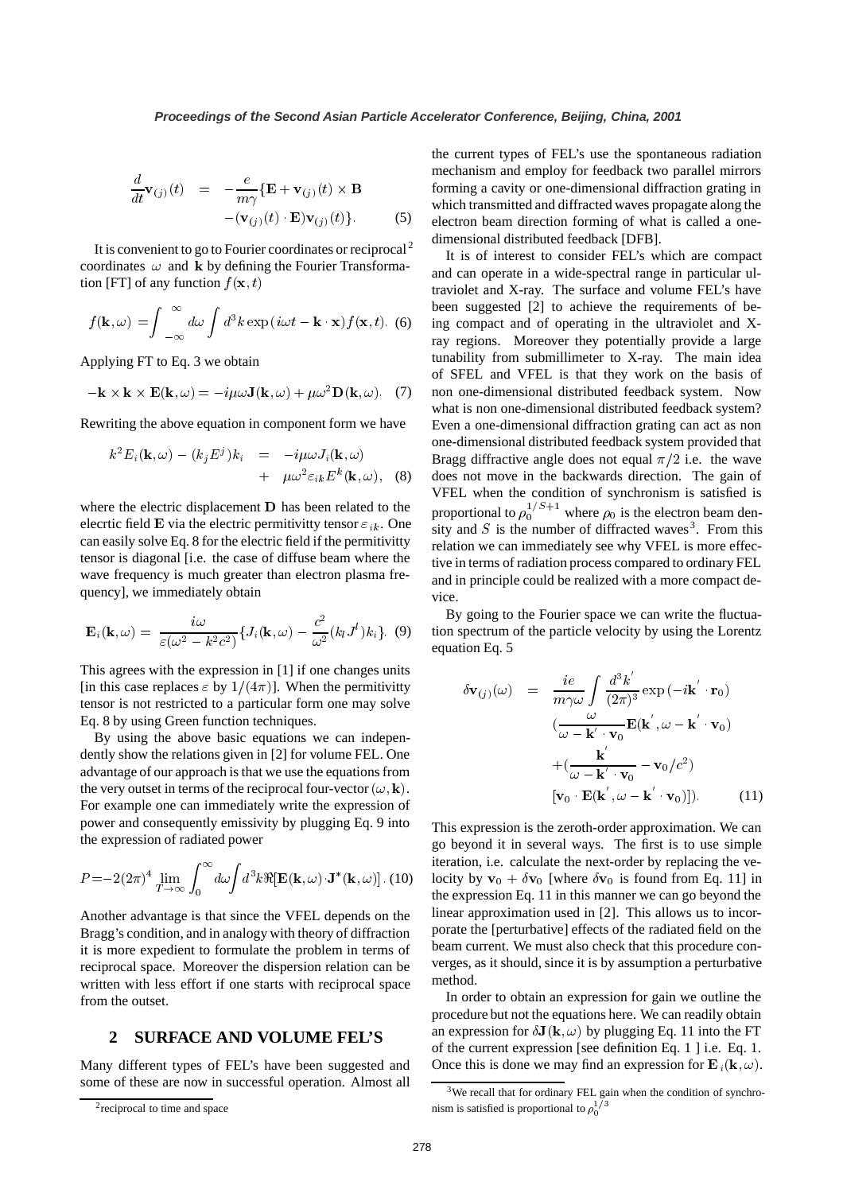$$\frac{d}{dt}\mathbf{v}_{(j)}(t) = -\frac{e}{m\gamma}\{\mathbf{E} + \mathbf{v}_{(j)}(t) \times \mathbf{B} - (\mathbf{v}_{(j)}(t) \cdot \mathbf{E})\mathbf{v}_{(j)}(t)\}. \quad (5)$$

It is convenient to go to Fourier coordinates or reciprocal[2] coordinates $\omega$ and $\mathbf{k}$ by defining the Fourier Transformation [FT] of any function $f(\mathbf{x}, t)$

$$f(\mathbf{k}, \omega) = \int_{-\infty}^{\infty} d\omega \int d^3k \exp(i\omega t - \mathbf{k} \cdot \mathbf{x}) f(\mathbf{x}, t). \quad (6)$$

Applying FT to Eq. 3 we obtain

$$-\mathbf{k} \times \mathbf{k} \times \mathbf{E}(\mathbf{k}, \omega) = -i\mu\omega \mathbf{J}(\mathbf{k}, \omega) + \mu\omega^2 \mathbf{D}(\mathbf{k}, \omega). \quad (7)$$

Rewriting the above equation in component form we have

$$k^2 E_i(\mathbf{k}, \omega) - (k_j E^j) k_i = -i\mu\omega J_i(\mathbf{k}, \omega) + \mu\omega^2 \varepsilon_{ik} E^k(\mathbf{k}, \omega), \quad (8)$$

where the electric displacement $\mathbf{D}$ has been related to the elecrtic field $\mathbf{E}$ via the electric permitivitty tensor $\varepsilon_{ik}$. One can easily solve Eq. 8 for the electric field if the permitivitty tensor is diagonal [i.e. the case of diffuse beam where the wave frequency is much greater than electron plasma frequency], we immediately obtain

$$\mathbf{E}_i(\mathbf{k}, \omega) = \frac{i\omega}{\varepsilon(\omega^2 - k^2 c^2)}\{J_i(\mathbf{k}, \omega) - \frac{c^2}{\omega^2}(k_l J^l) k_i\}. \quad (9)$$

This agrees with the expression in [1] if one changes units [in this case replaces $\varepsilon$ by $1/(4\pi)$]. When the permitivitty tensor is not restricted to a particular form one may solve Eq. 8 by using Green function techniques.

By using the above basic equations we can independently show the relations given in [2] for volume FEL. One advantage of our approach is that we use the equations from the very outset in terms of the reciprocal four-vector $(\omega, \mathbf{k})$. For example one can immediately write the expression of power and consequently emissivity by plugging Eq. 9 into the expression of radiated power

$$P = -2(2\pi)^4 \lim_{T \to \infty} \int_0^{\infty} d\omega \int d^3k \Re[\mathbf{E}(\mathbf{k}, \omega) \cdot \mathbf{J}^*(\mathbf{k}, \omega)]. \quad (10)$$

Another advantage is that since the VFEL depends on the Bragg's condition, and in analogy with theory of diffraction it is more expedient to formulate the problem in terms of reciprocal space. Moreover the dispersion relation can be written with less effort if one starts with reciprocal space from the outset.

## 2 SURFACE AND VOLUME FEL'S

Many different types of FEL's have been suggested and some of these are now in successful operation. Almost all the current types of FEL's use the spontaneous radiation mechanism and employ for feedback two parallel mirrors forming a cavity or one-dimensional diffraction grating in which transmitted and diffracted waves propagate along the electron beam direction forming of what is called a one-dimensional distributed feedback [DFB].

It is of interest to consider FEL's which are compact and can operate in a wide-spectral range in particular ultraviolet and X-ray. The surface and volume FEL's have been suggested [2] to achieve the requirements of being compact and of operating in the ultraviolet and X-ray regions. Moreover they potentially provide a large tunability from submillimeter to X-ray. The main idea of SFEL and VFEL is that they work on the basis of non one-dimensional distributed feedback system. Now what is non one-dimensional distributed feedback system? Even a one-dimensional diffraction grating can act as non one-dimensional distributed feedback system provided that Bragg diffractive angle does not equal $\pi/2$ i.e. the wave does not move in the backwards direction. The gain of VFEL when the condition of synchronism is satisfied is proportional to $\rho_0^{1/S+1}$ where $\rho_0$ is the electron beam density and $S$ is the number of diffracted waves[3]. From this relation we can immediately see why VFEL is more effective in terms of radiation process compared to ordinary FEL and in principle could be realized with a more compact device.

By going to the Fourier space we can write the fluctuation spectrum of the particle velocity by using the Lorentz equation Eq. 5

$$\delta\mathbf{v}_{(j)}(\omega) = \frac{ie}{m\gamma\omega}\int \frac{d^3k'}{(2\pi)^3}\exp(-i\mathbf{k}' \cdot \mathbf{r}_0) \Big(\frac{\omega}{\omega - \mathbf{k}' \cdot \mathbf{v}_0}\mathbf{E}(\mathbf{k}', \omega - \mathbf{k}' \cdot \mathbf{v}_0) + \big(\frac{\mathbf{k}'}{\omega - \mathbf{k}' \cdot \mathbf{v}_0} - \mathbf{v}_0/c^2\big)[\mathbf{v}_0 \cdot \mathbf{E}(\mathbf{k}', \omega - \mathbf{k}' \cdot \mathbf{v}_0)]\Big). \quad (11)$$

This expression is the zeroth-order approximation. We can go beyond it in several ways. The first is to use simple iteration, i.e. calculate the next-order by replacing the velocity by $\mathbf{v}_0 + \delta\mathbf{v}_0$ [where $\delta\mathbf{v}_0$ is found from Eq. 11] in the expression Eq. 11 in this manner we can go beyond the linear approximation used in [2]. This allows us to incorporate the [perturbative] effects of the radiated field on the beam current. We must also check that this procedure converges, as it should, since it is by assumption a perturbative method.

In order to obtain an expression for gain we outline the procedure but not the equations here. We can readily obtain an expression for $\delta\mathbf{J}(\mathbf{k}, \omega)$ by plugging Eq. 11 into the FT of the current expression [see definition Eq. 1 ] i.e. Eq. 1. Once this is done we may find an expression for $\mathbf{E}_i(\mathbf{k}, \omega)$.

[2] reciprocal to time and space

[3] We recall that for ordinary FEL gain when the condition of synchronism is satisfied is proportional to $\rho_0^{1/3}$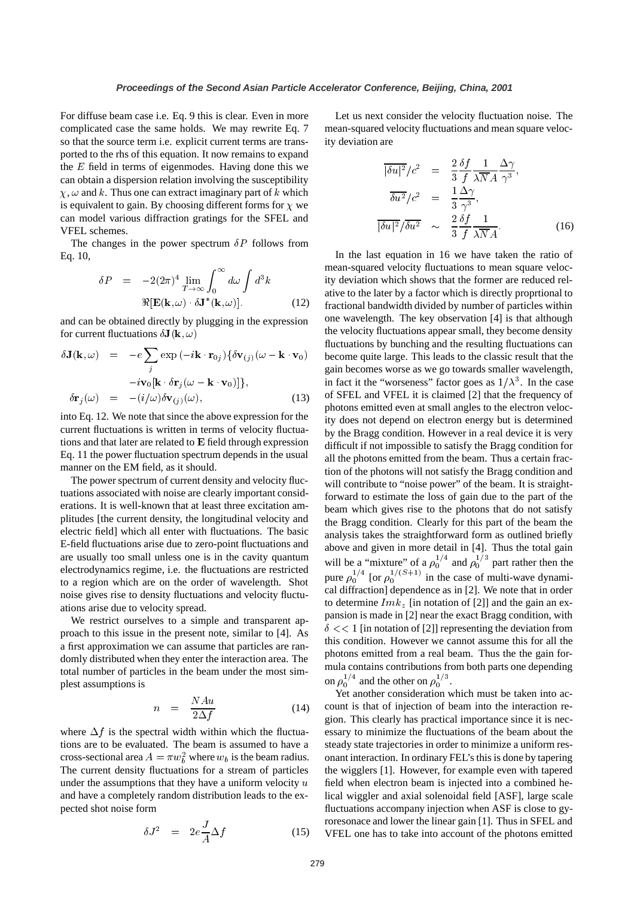For diffuse beam case i.e. Eq. 9 this is clear. Even in more complicated case the same holds. We may rewrite Eq. 7 so that the source term i.e. explicit current terms are transported to the rhs of this equation. It now remains to expand the $E$ field in terms of eigenmodes. Having done this we can obtain a dispersion relation involving the susceptibility $\chi, \omega$ and $k$. Thus one can extract imaginary part of $k$ which is equivalent to gain. By choosing different forms for $\chi$ we can model various diffraction gratings for the SFEL and VFEL schemes.

The changes in the power spectrum $\delta P$ follows from Eq. 10,

$$
\begin{aligned}
\delta P &= -2(2\pi)^4 \lim_{T\to\infty} \int_0^\infty d\omega \int d^3k \\
&\quad \Re[\mathbf{E}(\mathbf{k},\omega)\cdot \delta\mathbf{J}^*(\mathbf{k},\omega)]. \qquad (12)
\end{aligned}
$$

and can be obtained directly by plugging in the expression for current fluctuations $\delta\mathbf{J}(\mathbf{k},\omega)$

$$
\begin{aligned}
\delta\mathbf{J}(\mathbf{k},\omega) &= -e\sum_j \exp\left(-i\mathbf{k}\cdot\mathbf{r}_{0j}\right)\{\delta\mathbf{v}_{(j)}(\omega-\mathbf{k}\cdot\mathbf{v}_0) \\
&\quad -i\mathbf{v}_0[\mathbf{k}\cdot\delta\mathbf{r}_j(\omega-\mathbf{k}\cdot\mathbf{v}_0)]\}, \\
\delta\mathbf{r}_j(\omega) &= -(i/\omega)\delta\mathbf{v}_{(j)}(\omega), \qquad (13)
\end{aligned}
$$

into Eq. 12. We note that since the above expression for the current fluctuations is written in terms of velocity fluctuations and that later are related to $\mathbf{E}$ field through expression Eq. 11 the power fluctuation spectrum depends in the usual manner on the EM field, as it should.

The power spectrum of current density and velocity fluctuations associated with noise are clearly important considerations. It is well-known that at least three excitation amplitudes [the current density, the longitudinal velocity and electric field] which all enter with fluctuations. The basic E-field fluctuations arise due to zero-point fluctuations and are usually too small unless one is in the cavity quantum electrodynamics regime, i.e. the fluctuations are restricted to a region which are on the order of wavelength. Shot noise gives rise to density fluctuations and velocity fluctuations arise due to velocity spread.

We restrict ourselves to a simple and transparent approach to this issue in the present note, similar to [4]. As a first approximation we can assume that particles are randomly distributed when they enter the interaction area. The total number of particles in the beam under the most simplest assumptions is

$$
n = \frac{NAu}{2\Delta f} \qquad (14)
$$

where $\Delta f$ is the spectral width within which the fluctuations are to be evaluated. The beam is assumed to have a cross-sectional area $A = \pi w_b^2$ where $w_b$ is the beam radius. The current density fluctuations for a stream of particles under the assumptions that they have a uniform velocity $u$ and have a completely random distribution leads to the expected shot noise form

$$
\delta J^2 = 2e\frac{J}{A}\Delta f \qquad (15)
$$

Let us next consider the velocity fluctuation noise. The mean-squared velocity fluctuations and mean square velocity deviation are

$$
\begin{aligned}
\overline{|\delta u|^2}/c^2 &= \frac{2}{3}\frac{\delta f}{f}\frac{1}{\lambda\overline{N}A}\frac{\Delta\gamma}{\gamma^3}, \\
\overline{\delta u^2}/c^2 &= \frac{1}{3}\frac{\Delta\gamma}{\gamma^3}, \\
\overline{|\delta u|^2}/\overline{\delta u^2} &\sim \frac{2}{3}\frac{\delta f}{f}\frac{1}{\lambda\overline{N}A}. \qquad (16)
\end{aligned}
$$

In the last equation in 16 we have taken the ratio of mean-squared velocity fluctuations to mean square velocity deviation which shows that the former are reduced relative to the later by a factor which is directly proprtional to fractional bandwidth divided by number of particles within one wavelength. The key observation [4] is that although the velocity fluctuations appear small, they become density fluctuations by bunching and the resulting fluctuations can become quite large. This leads to the classic result that the gain becomes worse as we go towards smaller wavelength, in fact it the "worseness" factor goes as $1/\lambda^3$. In the case of SFEL and VFEL it is claimed [2] that the frequency of photons emitted even at small angles to the electron velocity does not depend on electron energy but is determined by the Bragg condition. However in a real device it is very difficult if not impossible to satisfy the Bragg condition for all the photons emitted from the beam. Thus a certain fraction of the photons will not satisfy the Bragg condition and will contribute to "noise power" of the beam. It is straightforward to estimate the loss of gain due to the part of the beam which gives rise to the photons that do not satisfy the Bragg condition. Clearly for this part of the beam the analysis takes the straightforward form as outlined briefly above and given in more detail in [4]. Thus the total gain will be a "mixture" of a $\rho_0^{1/4}$ and $\rho_0^{1/3}$ part rather then the pure $\rho_0^{1/4}$ [or $\rho_0^{1/(S+1)}$ in the case of multi-wave dynamical diffraction] dependence as in [2]. We note that in order to determine $Im k_z$ [in notation of [2]] and the gain an expansion is made in [2] near the exact Bragg condition, with $\delta << 1$ [in notation of [2]] representing the deviation from this condition. However we cannot assume this for all the photons emitted from a real beam. Thus the the gain formula contains contributions from both parts one depending on $\rho_0^{1/4}$ and the other on $\rho_0^{1/3}$.

Yet another consideration which must be taken into account is that of injection of beam into the interaction region. This clearly has practical importance since it is necessary to minimize the fluctuations of the beam about the steady state trajectories in order to minimize a uniform resonant interaction. In ordinary FEL's this is done by tapering the wigglers [1]. However, for example even with tapered field when electron beam is injected into a combined helical wiggler and axial solenoidal field [ASF], large scale fluctuations accompany injection when ASF is close to gyroresonace and lower the linear gain [1]. Thus in SFEL and VFEL one has to take into account of the photons emitted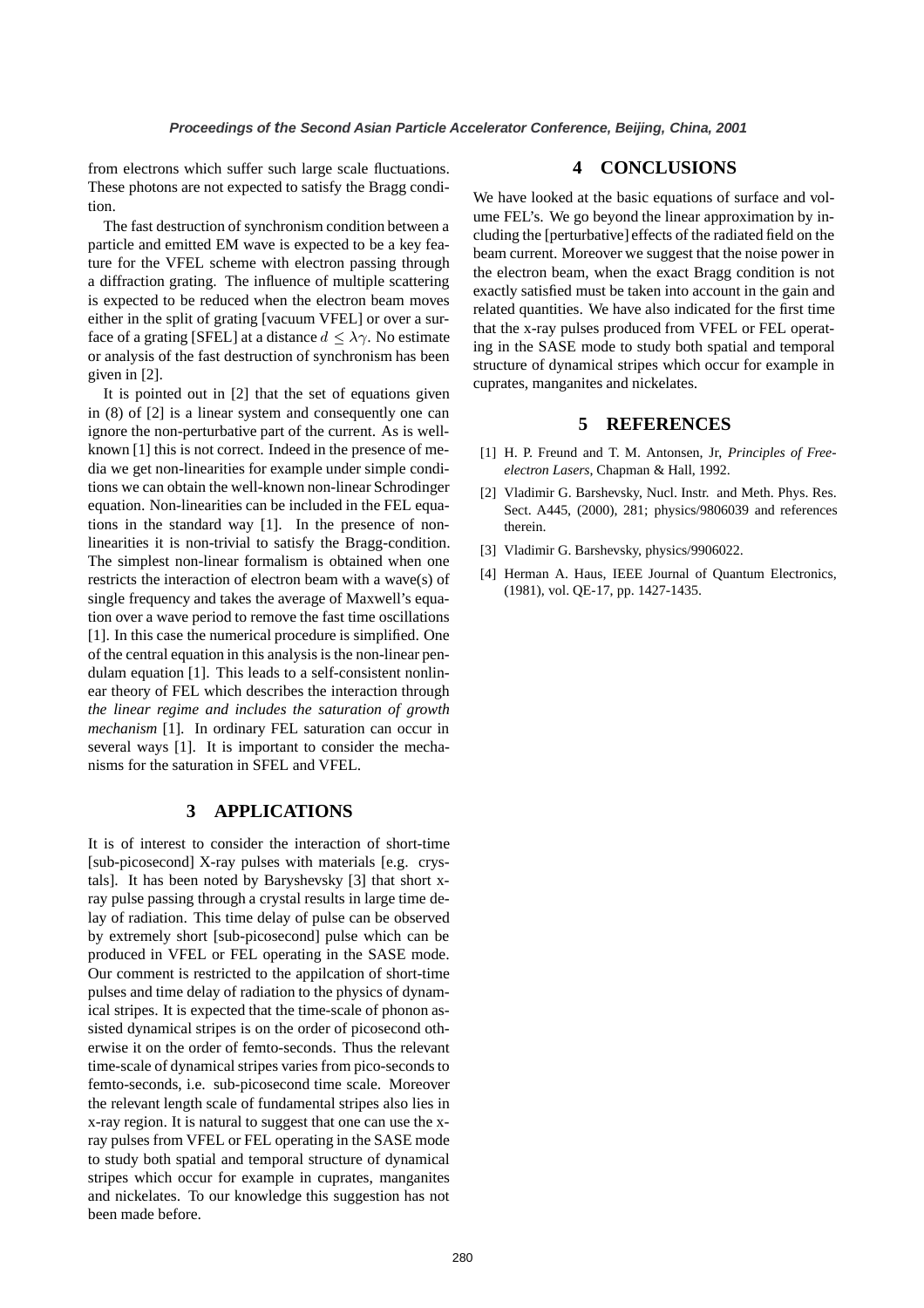from electrons which suffer such large scale fluctuations. These photons are not expected to satisfy the Bragg condition.

The fast destruction of synchronism condition between a particle and emitted EM wave is expected to be a key feature for the VFEL scheme with electron passing through a diffraction grating. The influence of multiple scattering is expected to be reduced when the electron beam moves either in the split of grating [vacuum VFEL] or over a surface of a grating [SFEL] at a distance $d \leq \lambda\gamma$. No estimate or analysis of the fast destruction of synchronism has been given in [2].

It is pointed out in [2] that the set of equations given in (8) of [2] is a linear system and consequently one can ignore the non-perturbative part of the current. As is well-known [1] this is not correct. Indeed in the presence of media we get non-linearities for example under simple conditions we can obtain the well-known non-linear Schrodinger equation. Non-linearities can be included in the FEL equations in the standard way [1]. In the presence of non-linearities it is non-trivial to satisfy the Bragg-condition. The simplest non-linear formalism is obtained when one restricts the interaction of electron beam with a wave(s) of single frequency and takes the average of Maxwell's equation over a wave period to remove the fast time oscillations [1]. In this case the numerical procedure is simplified. One of the central equation in this analysis is the non-linear pendulam equation [1]. This leads to a self-consistent nonlinear theory of FEL which describes the interaction through *the linear regime and includes the saturation of growth mechanism* [1]. In ordinary FEL saturation can occur in several ways [1]. It is important to consider the mechanisms for the saturation in SFEL and VFEL.

## 3 APPLICATIONS

It is of interest to consider the interaction of short-time [sub-picosecond] X-ray pulses with materials [e.g. crystals]. It has been noted by Baryshevsky [3] that short x-ray pulse passing through a crystal results in large time delay of radiation. This time delay of pulse can be observed by extremely short [sub-picosecond] pulse which can be produced in VFEL or FEL operating in the SASE mode. Our comment is restricted to the appilcation of short-time pulses and time delay of radiation to the physics of dynamical stripes. It is expected that the time-scale of phonon assisted dynamical stripes is on the order of picosecond otherwise it on the order of femto-seconds. Thus the relevant time-scale of dynamical stripes varies from pico-seconds to femto-seconds, i.e. sub-picosecond time scale. Moreover the relevant length scale of fundamental stripes also lies in x-ray region. It is natural to suggest that one can use the x-ray pulses from VFEL or FEL operating in the SASE mode to study both spatial and temporal structure of dynamical stripes which occur for example in cuprates, manganites and nickelates. To our knowledge this suggestion has not been made before.

## 4 CONCLUSIONS

We have looked at the basic equations of surface and volume FEL's. We go beyond the linear approximation by including the [perturbative] effects of the radiated field on the beam current. Moreover we suggest that the noise power in the electron beam, when the exact Bragg condition is not exactly satisfied must be taken into account in the gain and related quantities. We have also indicated for the first time that the x-ray pulses produced from VFEL or FEL operating in the SASE mode to study both spatial and temporal structure of dynamical stripes which occur for example in cuprates, manganites and nickelates.

## 5 REFERENCES

[1] H. P. Freund and T. M. Antonsen, Jr, *Principles of Free-electron Lasers*, Chapman & Hall, 1992.

[2] Vladimir G. Barshevsky, Nucl. Instr. and Meth. Phys. Res. Sect. A445, (2000), 281; physics/9806039 and references therein.

[3] Vladimir G. Barshevsky, physics/9906022.

[4] Herman A. Haus, IEEE Journal of Quantum Electronics, (1981), vol. QE-17, pp. 1427-1435.